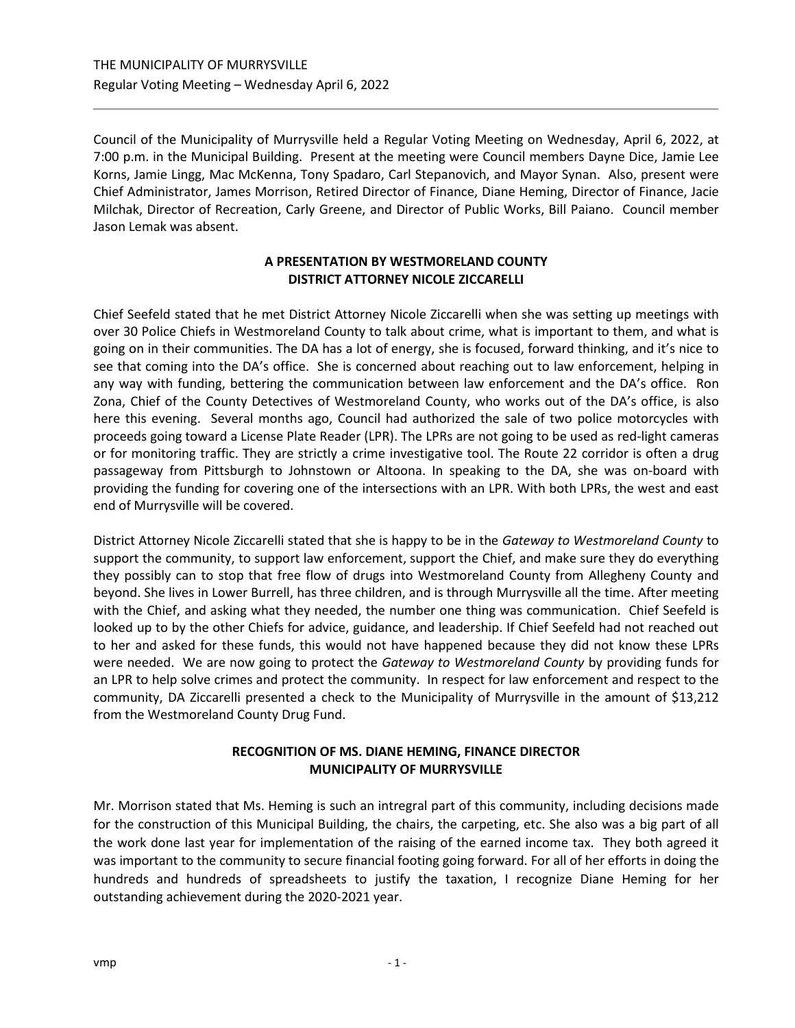THE MUNICIPALITY OF MURRYSVILLE

Regular Voting Meeting – Wednesday April 6, 2022

Council of the Municipality of Murrysville held a Regular Voting Meeting on Wednesday, April 6, 2022, at 7:00 p.m. in the Municipal Building. Present at the meeting were Council members Dayne Dice, Jamie Lee Korns, Jamie Lingg, Mac McKenna, Tony Spadaro, Carl Stepanovich, and Mayor Synan. Also, present were Chief Administrator, James Morrison, Retired Director of Finance, Diane Heming, Director of Finance, Jacie Milchak, Director of Recreation, Carly Greene, and Director of Public Works, Bill Paiano. Council member Jason Lemak was absent.

## A PRESENTATION BY WESTMORELAND COUNTY DISTRICT ATTORNEY NICOLE ZICCARELLI

Chief Seefeld stated that he met District Attorney Nicole Ziccarelli when she was setting up meetings with over 30 Police Chiefs in Westmoreland County to talk about crime, what is important to them, and what is going on in their communities. The DA has a lot of energy, she is focused, forward thinking, and it's nice to see that coming into the DA's office. She is concerned about reaching out to law enforcement, helping in any way with funding, bettering the communication between law enforcement and the DA's office. Ron Zona, Chief of the County Detectives of Westmoreland County, who works out of the DA's office, is also here this evening. Several months ago, Council had authorized the sale of two police motorcycles with proceeds going toward a License Plate Reader (LPR). The LPRs are not going to be used as red-light cameras or for monitoring traffic. They are strictly a crime investigative tool. The Route 22 corridor is often a drug passageway from Pittsburgh to Johnstown or Altoona. In speaking to the DA, she was on-board with providing the funding for covering one of the intersections with an LPR. With both LPRs, the west and east end of Murrysville will be covered.

District Attorney Nicole Ziccarelli stated that she is happy to be in the *Gateway to Westmoreland County* to support the community, to support law enforcement, support the Chief, and make sure they do everything they possibly can to stop that free flow of drugs into Westmoreland County from Allegheny County and beyond. She lives in Lower Burrell, has three children, and is through Murrysville all the time. After meeting with the Chief, and asking what they needed, the number one thing was communication. Chief Seefeld is looked up to by the other Chiefs for advice, guidance, and leadership. If Chief Seefeld had not reached out to her and asked for these funds, this would not have happened because they did not know these LPRs were needed. We are now going to protect the *Gateway to Westmoreland County* by providing funds for an LPR to help solve crimes and protect the community. In respect for law enforcement and respect to the community, DA Ziccarelli presented a check to the Municipality of Murrysville in the amount of $13,212 from the Westmoreland County Drug Fund.

## RECOGNITION OF MS. DIANE HEMING, FINANCE DIRECTOR MUNICIPALITY OF MURRYSVILLE

Mr. Morrison stated that Ms. Heming is such an intregral part of this community, including decisions made for the construction of this Municipal Building, the chairs, the carpeting, etc. She also was a big part of all the work done last year for implementation of the raising of the earned income tax. They both agreed it was important to the community to secure financial footing going forward. For all of her efforts in doing the hundreds and hundreds of spreadsheets to justify the taxation, I recognize Diane Heming for her outstanding achievement during the 2020-2021 year.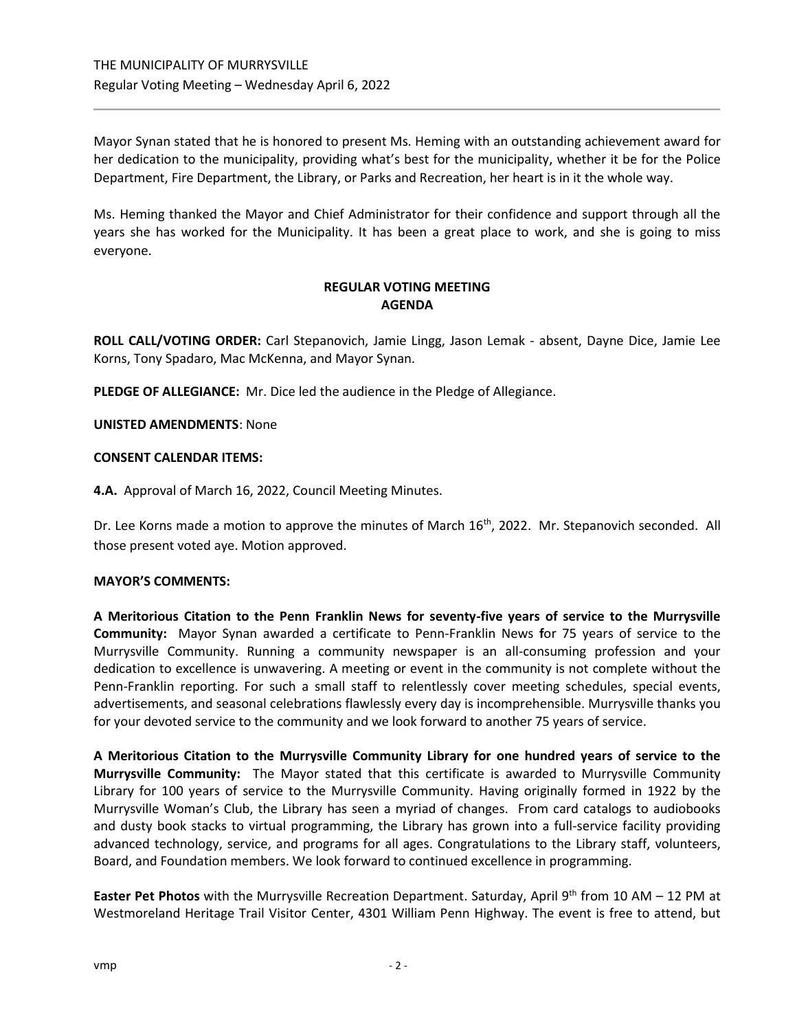Mayor Synan stated that he is honored to present Ms. Heming with an outstanding achievement award for her dedication to the municipality, providing what's best for the municipality, whether it be for the Police Department, Fire Department, the Library, or Parks and Recreation, her heart is in it the whole way.

Ms. Heming thanked the Mayor and Chief Administrator for their confidence and support through all the years she has worked for the Municipality. It has been a great place to work, and she is going to miss everyone.

## REGULAR VOTING MEETING AGENDA

**ROLL CALL/VOTING ORDER:** Carl Stepanovich, Jamie Lingg, Jason Lemak - absent, Dayne Dice, Jamie Lee Korns, Tony Spadaro, Mac McKenna, and Mayor Synan.

**PLEDGE OF ALLEGIANCE:** Mr. Dice led the audience in the Pledge of Allegiance.

**UNISTED AMENDMENTS**: None

**CONSENT CALENDAR ITEMS:**

**4.A.** Approval of March 16, 2022, Council Meeting Minutes.

Dr. Lee Korns made a motion to approve the minutes of March 16th, 2022. Mr. Stepanovich seconded. All those present voted aye. Motion approved.

**MAYOR'S COMMENTS:**

**A Meritorious Citation to the Penn Franklin News for seventy-five years of service to the Murrysville Community:** Mayor Synan awarded a certificate to Penn-Franklin News **f**or 75 years of service to the Murrysville Community. Running a community newspaper is an all-consuming profession and your dedication to excellence is unwavering. A meeting or event in the community is not complete without the Penn-Franklin reporting. For such a small staff to relentlessly cover meeting schedules, special events, advertisements, and seasonal celebrations flawlessly every day is incomprehensible. Murrysville thanks you for your devoted service to the community and we look forward to another 75 years of service.

**A Meritorious Citation to the Murrysville Community Library for one hundred years of service to the Murrysville Community:** The Mayor stated that this certificate is awarded to Murrysville Community Library for 100 years of service to the Murrysville Community. Having originally formed in 1922 by the Murrysville Woman's Club, the Library has seen a myriad of changes. From card catalogs to audiobooks and dusty book stacks to virtual programming, the Library has grown into a full-service facility providing advanced technology, service, and programs for all ages. Congratulations to the Library staff, volunteers, Board, and Foundation members. We look forward to continued excellence in programming.

**Easter Pet Photos** with the Murrysville Recreation Department. Saturday, April 9th from 10 AM – 12 PM at Westmoreland Heritage Trail Visitor Center, 4301 William Penn Highway. The event is free to attend, but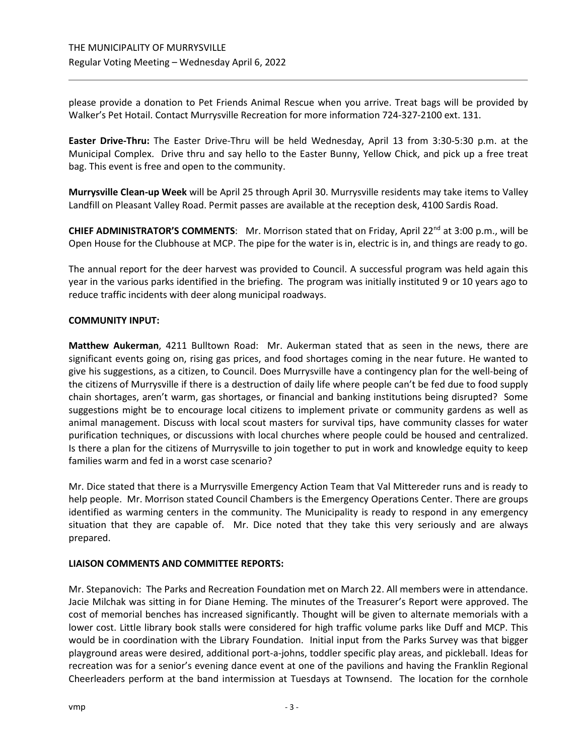please provide a donation to Pet Friends Animal Rescue when you arrive. Treat bags will be provided by Walker's Pet Hotail. Contact Murrysville Recreation for more information 724-327-2100 ext. 131.

**Easter Drive-Thru:** The Easter Drive-Thru will be held Wednesday, April 13 from 3:30-5:30 p.m. at the Municipal Complex. Drive thru and say hello to the Easter Bunny, Yellow Chick, and pick up a free treat bag. This event is free and open to the community.

**Murrysville Clean-up Week** will be April 25 through April 30. Murrysville residents may take items to Valley Landfill on Pleasant Valley Road. Permit passes are available at the reception desk, 4100 Sardis Road.

**CHIEF ADMINISTRATOR'S COMMENTS**: Mr. Morrison stated that on Friday, April 22nd at 3:00 p.m., will be Open House for the Clubhouse at MCP. The pipe for the water is in, electric is in, and things are ready to go.

The annual report for the deer harvest was provided to Council. A successful program was held again this year in the various parks identified in the briefing. The program was initially instituted 9 or 10 years ago to reduce traffic incidents with deer along municipal roadways.

**COMMUNITY INPUT:**

**Matthew Aukerman**, 4211 Bulltown Road: Mr. Aukerman stated that as seen in the news, there are significant events going on, rising gas prices, and food shortages coming in the near future. He wanted to give his suggestions, as a citizen, to Council. Does Murrysville have a contingency plan for the well-being of the citizens of Murrysville if there is a destruction of daily life where people can't be fed due to food supply chain shortages, aren't warm, gas shortages, or financial and banking institutions being disrupted? Some suggestions might be to encourage local citizens to implement private or community gardens as well as animal management. Discuss with local scout masters for survival tips, have community classes for water purification techniques, or discussions with local churches where people could be housed and centralized. Is there a plan for the citizens of Murrysville to join together to put in work and knowledge equity to keep families warm and fed in a worst case scenario?

Mr. Dice stated that there is a Murrysville Emergency Action Team that Val Mittereder runs and is ready to help people. Mr. Morrison stated Council Chambers is the Emergency Operations Center. There are groups identified as warming centers in the community. The Municipality is ready to respond in any emergency situation that they are capable of. Mr. Dice noted that they take this very seriously and are always prepared.

**LIAISON COMMENTS AND COMMITTEE REPORTS:**

Mr. Stepanovich: The Parks and Recreation Foundation met on March 22. All members were in attendance. Jacie Milchak was sitting in for Diane Heming. The minutes of the Treasurer's Report were approved. The cost of memorial benches has increased significantly. Thought will be given to alternate memorials with a lower cost. Little library book stalls were considered for high traffic volume parks like Duff and MCP. This would be in coordination with the Library Foundation. Initial input from the Parks Survey was that bigger playground areas were desired, additional port-a-johns, toddler specific play areas, and pickleball. Ideas for recreation was for a senior's evening dance event at one of the pavilions and having the Franklin Regional Cheerleaders perform at the band intermission at Tuesdays at Townsend. The location for the cornhole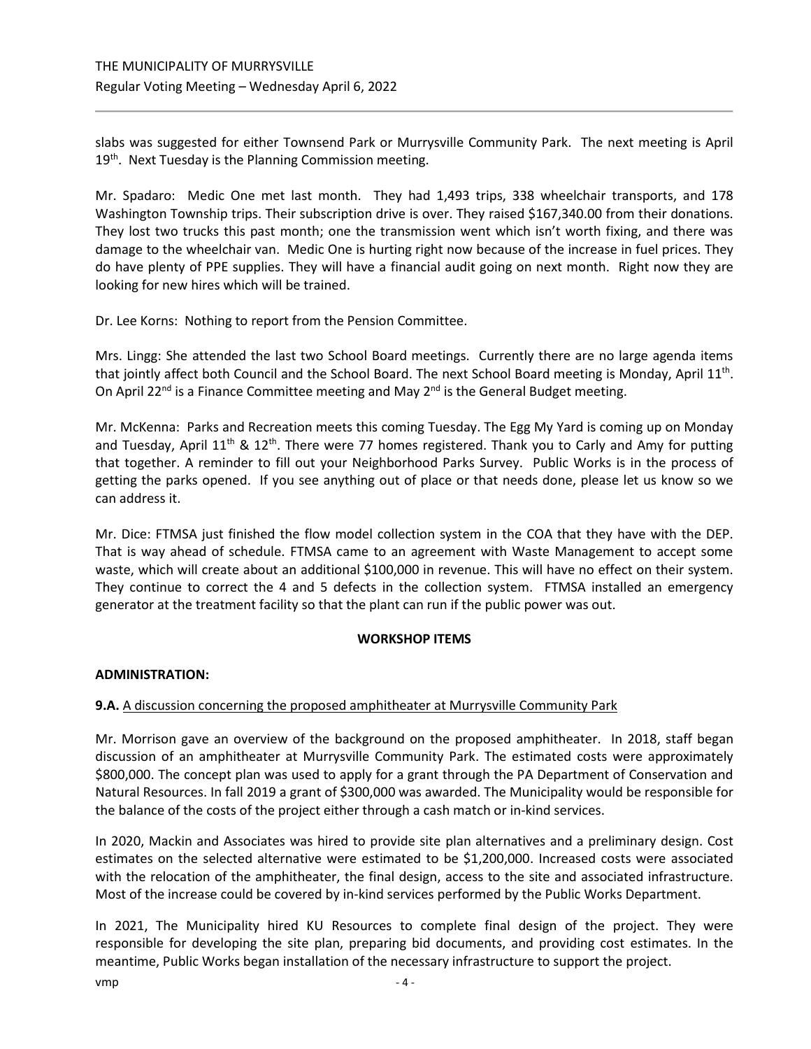slabs was suggested for either Townsend Park or Murrysville Community Park. The next meeting is April 19th. Next Tuesday is the Planning Commission meeting.

Mr. Spadaro: Medic One met last month. They had 1,493 trips, 338 wheelchair transports, and 178 Washington Township trips. Their subscription drive is over. They raised $167,340.00 from their donations. They lost two trucks this past month; one the transmission went which isn't worth fixing, and there was damage to the wheelchair van. Medic One is hurting right now because of the increase in fuel prices. They do have plenty of PPE supplies. They will have a financial audit going on next month. Right now they are looking for new hires which will be trained.

Dr. Lee Korns: Nothing to report from the Pension Committee.

Mrs. Lingg: She attended the last two School Board meetings. Currently there are no large agenda items that jointly affect both Council and the School Board. The next School Board meeting is Monday, April 11th. On April 22nd is a Finance Committee meeting and May 2nd is the General Budget meeting.

Mr. McKenna: Parks and Recreation meets this coming Tuesday. The Egg My Yard is coming up on Monday and Tuesday, April 11th & 12th. There were 77 homes registered. Thank you to Carly and Amy for putting that together. A reminder to fill out your Neighborhood Parks Survey. Public Works is in the process of getting the parks opened. If you see anything out of place or that needs done, please let us know so we can address it.

Mr. Dice: FTMSA just finished the flow model collection system in the COA that they have with the DEP. That is way ahead of schedule. FTMSA came to an agreement with Waste Management to accept some waste, which will create about an additional $100,000 in revenue. This will have no effect on their system. They continue to correct the 4 and 5 defects in the collection system. FTMSA installed an emergency generator at the treatment facility so that the plant can run if the public power was out.

**WORKSHOP ITEMS**

**ADMINISTRATION:**

**9.A.** A discussion concerning the proposed amphitheater at Murrysville Community Park

Mr. Morrison gave an overview of the background on the proposed amphitheater. In 2018, staff began discussion of an amphitheater at Murrysville Community Park. The estimated costs were approximately $800,000. The concept plan was used to apply for a grant through the PA Department of Conservation and Natural Resources. In fall 2019 a grant of $300,000 was awarded. The Municipality would be responsible for the balance of the costs of the project either through a cash match or in-kind services.

In 2020, Mackin and Associates was hired to provide site plan alternatives and a preliminary design. Cost estimates on the selected alternative were estimated to be $1,200,000. Increased costs were associated with the relocation of the amphitheater, the final design, access to the site and associated infrastructure. Most of the increase could be covered by in-kind services performed by the Public Works Department.

In 2021, The Municipality hired KU Resources to complete final design of the project. They were responsible for developing the site plan, preparing bid documents, and providing cost estimates. In the meantime, Public Works began installation of the necessary infrastructure to support the project.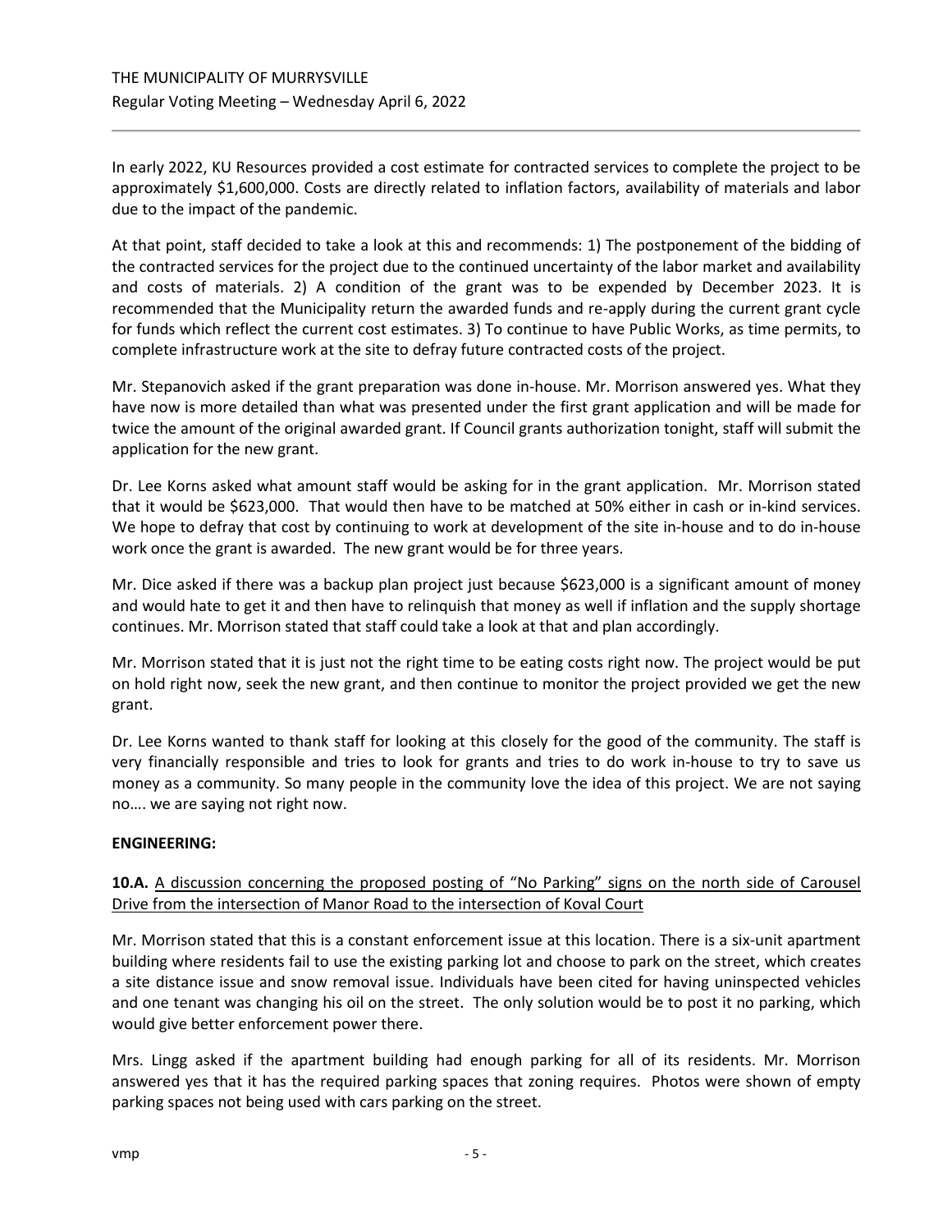In early 2022, KU Resources provided a cost estimate for contracted services to complete the project to be approximately $1,600,000. Costs are directly related to inflation factors, availability of materials and labor due to the impact of the pandemic.

At that point, staff decided to take a look at this and recommends: 1) The postponement of the bidding of the contracted services for the project due to the continued uncertainty of the labor market and availability and costs of materials. 2) A condition of the grant was to be expended by December 2023. It is recommended that the Municipality return the awarded funds and re-apply during the current grant cycle for funds which reflect the current cost estimates. 3) To continue to have Public Works, as time permits, to complete infrastructure work at the site to defray future contracted costs of the project.

Mr. Stepanovich asked if the grant preparation was done in-house. Mr. Morrison answered yes. What they have now is more detailed than what was presented under the first grant application and will be made for twice the amount of the original awarded grant. If Council grants authorization tonight, staff will submit the application for the new grant.

Dr. Lee Korns asked what amount staff would be asking for in the grant application. Mr. Morrison stated that it would be $623,000. That would then have to be matched at 50% either in cash or in-kind services. We hope to defray that cost by continuing to work at development of the site in-house and to do in-house work once the grant is awarded. The new grant would be for three years.

Mr. Dice asked if there was a backup plan project just because $623,000 is a significant amount of money and would hate to get it and then have to relinquish that money as well if inflation and the supply shortage continues. Mr. Morrison stated that staff could take a look at that and plan accordingly.

Mr. Morrison stated that it is just not the right time to be eating costs right now. The project would be put on hold right now, seek the new grant, and then continue to monitor the project provided we get the new grant.

Dr. Lee Korns wanted to thank staff for looking at this closely for the good of the community. The staff is very financially responsible and tries to look for grants and tries to do work in-house to try to save us money as a community. So many people in the community love the idea of this project. We are not saying no…. we are saying not right now.

**ENGINEERING:**

**10.A.** A discussion concerning the proposed posting of "No Parking" signs on the north side of Carousel Drive from the intersection of Manor Road to the intersection of Koval Court

Mr. Morrison stated that this is a constant enforcement issue at this location. There is a six-unit apartment building where residents fail to use the existing parking lot and choose to park on the street, which creates a site distance issue and snow removal issue. Individuals have been cited for having uninspected vehicles and one tenant was changing his oil on the street. The only solution would be to post it no parking, which would give better enforcement power there.

Mrs. Lingg asked if the apartment building had enough parking for all of its residents. Mr. Morrison answered yes that it has the required parking spaces that zoning requires. Photos were shown of empty parking spaces not being used with cars parking on the street.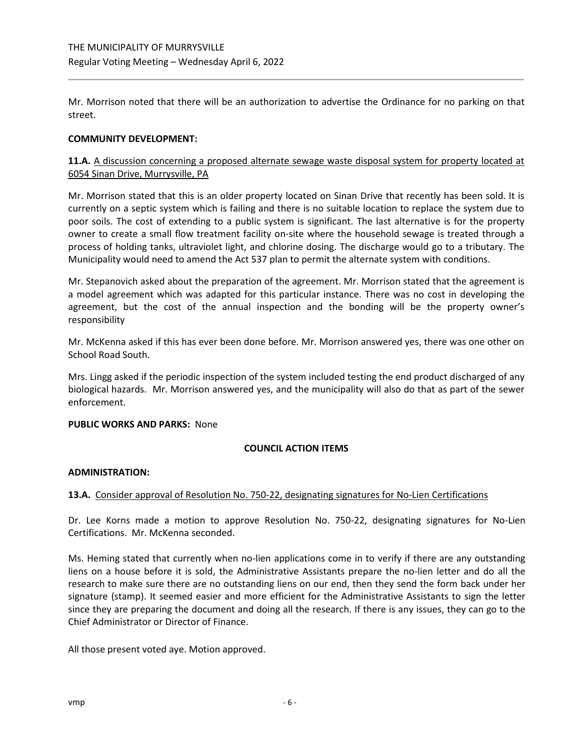Mr. Morrison noted that there will be an authorization to advertise the Ordinance for no parking on that street.

**COMMUNITY DEVELOPMENT:**

**11.A.** A discussion concerning a proposed alternate sewage waste disposal system for property located at 6054 Sinan Drive, Murrysville, PA

Mr. Morrison stated that this is an older property located on Sinan Drive that recently has been sold. It is currently on a septic system which is failing and there is no suitable location to replace the system due to poor soils. The cost of extending to a public system is significant. The last alternative is for the property owner to create a small flow treatment facility on-site where the household sewage is treated through a process of holding tanks, ultraviolet light, and chlorine dosing. The discharge would go to a tributary. The Municipality would need to amend the Act 537 plan to permit the alternate system with conditions.

Mr. Stepanovich asked about the preparation of the agreement. Mr. Morrison stated that the agreement is a model agreement which was adapted for this particular instance. There was no cost in developing the agreement, but the cost of the annual inspection and the bonding will be the property owner's responsibility

Mr. McKenna asked if this has ever been done before. Mr. Morrison answered yes, there was one other on School Road South.

Mrs. Lingg asked if the periodic inspection of the system included testing the end product discharged of any biological hazards. Mr. Morrison answered yes, and the municipality will also do that as part of the sewer enforcement.

**PUBLIC WORKS AND PARKS:** None

**COUNCIL ACTION ITEMS**

**ADMINISTRATION:**

**13.A.** Consider approval of Resolution No. 750-22, designating signatures for No-Lien Certifications

Dr. Lee Korns made a motion to approve Resolution No. 750-22, designating signatures for No-Lien Certifications. Mr. McKenna seconded.

Ms. Heming stated that currently when no-lien applications come in to verify if there are any outstanding liens on a house before it is sold, the Administrative Assistants prepare the no-lien letter and do all the research to make sure there are no outstanding liens on our end, then they send the form back under her signature (stamp). It seemed easier and more efficient for the Administrative Assistants to sign the letter since they are preparing the document and doing all the research. If there is any issues, they can go to the Chief Administrator or Director of Finance.

All those present voted aye. Motion approved.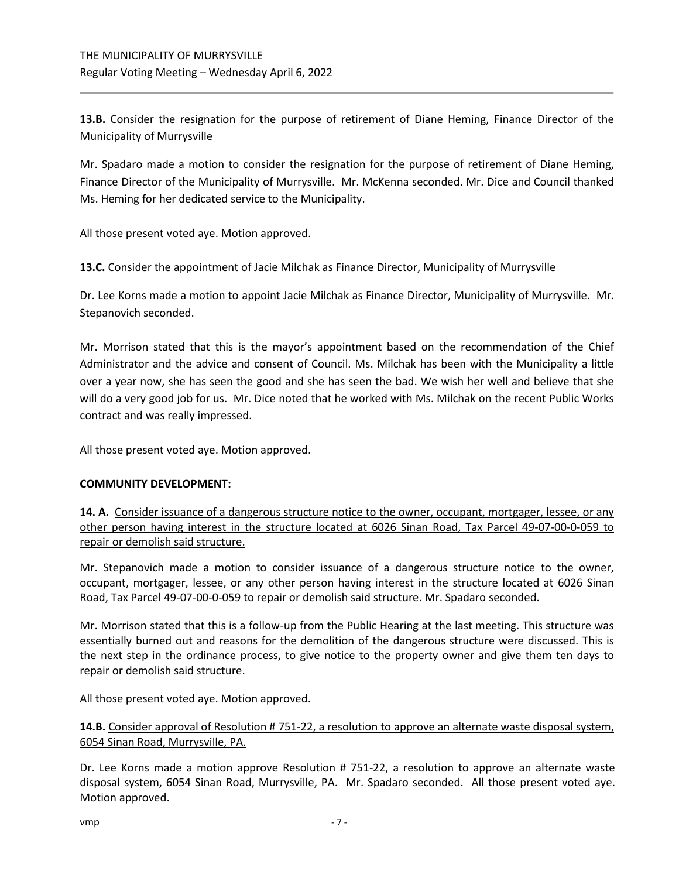**13.B.** Consider the resignation for the purpose of retirement of Diane Heming, Finance Director of the Municipality of Murrysville

Mr. Spadaro made a motion to consider the resignation for the purpose of retirement of Diane Heming, Finance Director of the Municipality of Murrysville. Mr. McKenna seconded. Mr. Dice and Council thanked Ms. Heming for her dedicated service to the Municipality.

All those present voted aye. Motion approved.

**13.C.** Consider the appointment of Jacie Milchak as Finance Director, Municipality of Murrysville

Dr. Lee Korns made a motion to appoint Jacie Milchak as Finance Director, Municipality of Murrysville. Mr. Stepanovich seconded.

Mr. Morrison stated that this is the mayor's appointment based on the recommendation of the Chief Administrator and the advice and consent of Council. Ms. Milchak has been with the Municipality a little over a year now, she has seen the good and she has seen the bad. We wish her well and believe that she will do a very good job for us. Mr. Dice noted that he worked with Ms. Milchak on the recent Public Works contract and was really impressed.

All those present voted aye. Motion approved.

**COMMUNITY DEVELOPMENT:**

**14. A.** Consider issuance of a dangerous structure notice to the owner, occupant, mortgager, lessee, or any other person having interest in the structure located at 6026 Sinan Road, Tax Parcel 49-07-00-0-059 to repair or demolish said structure.

Mr. Stepanovich made a motion to consider issuance of a dangerous structure notice to the owner, occupant, mortgager, lessee, or any other person having interest in the structure located at 6026 Sinan Road, Tax Parcel 49-07-00-0-059 to repair or demolish said structure. Mr. Spadaro seconded.

Mr. Morrison stated that this is a follow-up from the Public Hearing at the last meeting. This structure was essentially burned out and reasons for the demolition of the dangerous structure were discussed. This is the next step in the ordinance process, to give notice to the property owner and give them ten days to repair or demolish said structure.

All those present voted aye. Motion approved.

**14.B.** Consider approval of Resolution # 751-22, a resolution to approve an alternate waste disposal system, 6054 Sinan Road, Murrysville, PA.

Dr. Lee Korns made a motion approve Resolution # 751-22, a resolution to approve an alternate waste disposal system, 6054 Sinan Road, Murrysville, PA. Mr. Spadaro seconded. All those present voted aye. Motion approved.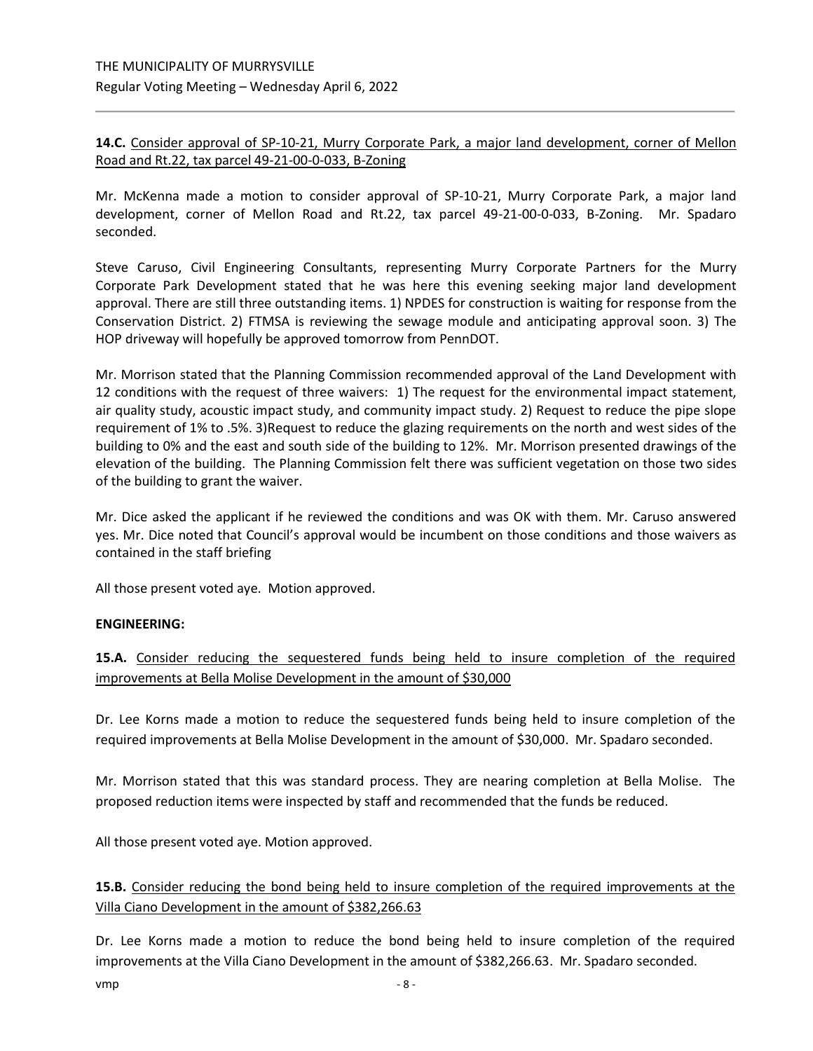**14.C.** Consider approval of SP-10-21, Murry Corporate Park, a major land development, corner of Mellon Road and Rt.22, tax parcel 49-21-00-0-033, B-Zoning

Mr. McKenna made a motion to consider approval of SP-10-21, Murry Corporate Park, a major land development, corner of Mellon Road and Rt.22, tax parcel 49-21-00-0-033, B-Zoning. Mr. Spadaro seconded.

Steve Caruso, Civil Engineering Consultants, representing Murry Corporate Partners for the Murry Corporate Park Development stated that he was here this evening seeking major land development approval. There are still three outstanding items. 1) NPDES for construction is waiting for response from the Conservation District. 2) FTMSA is reviewing the sewage module and anticipating approval soon. 3) The HOP driveway will hopefully be approved tomorrow from PennDOT.

Mr. Morrison stated that the Planning Commission recommended approval of the Land Development with 12 conditions with the request of three waivers: 1) The request for the environmental impact statement, air quality study, acoustic impact study, and community impact study. 2) Request to reduce the pipe slope requirement of 1% to .5%. 3)Request to reduce the glazing requirements on the north and west sides of the building to 0% and the east and south side of the building to 12%. Mr. Morrison presented drawings of the elevation of the building. The Planning Commission felt there was sufficient vegetation on those two sides of the building to grant the waiver.

Mr. Dice asked the applicant if he reviewed the conditions and was OK with them. Mr. Caruso answered yes. Mr. Dice noted that Council's approval would be incumbent on those conditions and those waivers as contained in the staff briefing

All those present voted aye. Motion approved.

**ENGINEERING:**

**15.A.** Consider reducing the sequestered funds being held to insure completion of the required improvements at Bella Molise Development in the amount of $30,000

Dr. Lee Korns made a motion to reduce the sequestered funds being held to insure completion of the required improvements at Bella Molise Development in the amount of $30,000. Mr. Spadaro seconded.

Mr. Morrison stated that this was standard process. They are nearing completion at Bella Molise. The proposed reduction items were inspected by staff and recommended that the funds be reduced.

All those present voted aye. Motion approved.

**15.B.** Consider reducing the bond being held to insure completion of the required improvements at the Villa Ciano Development in the amount of $382,266.63

Dr. Lee Korns made a motion to reduce the bond being held to insure completion of the required improvements at the Villa Ciano Development in the amount of $382,266.63. Mr. Spadaro seconded.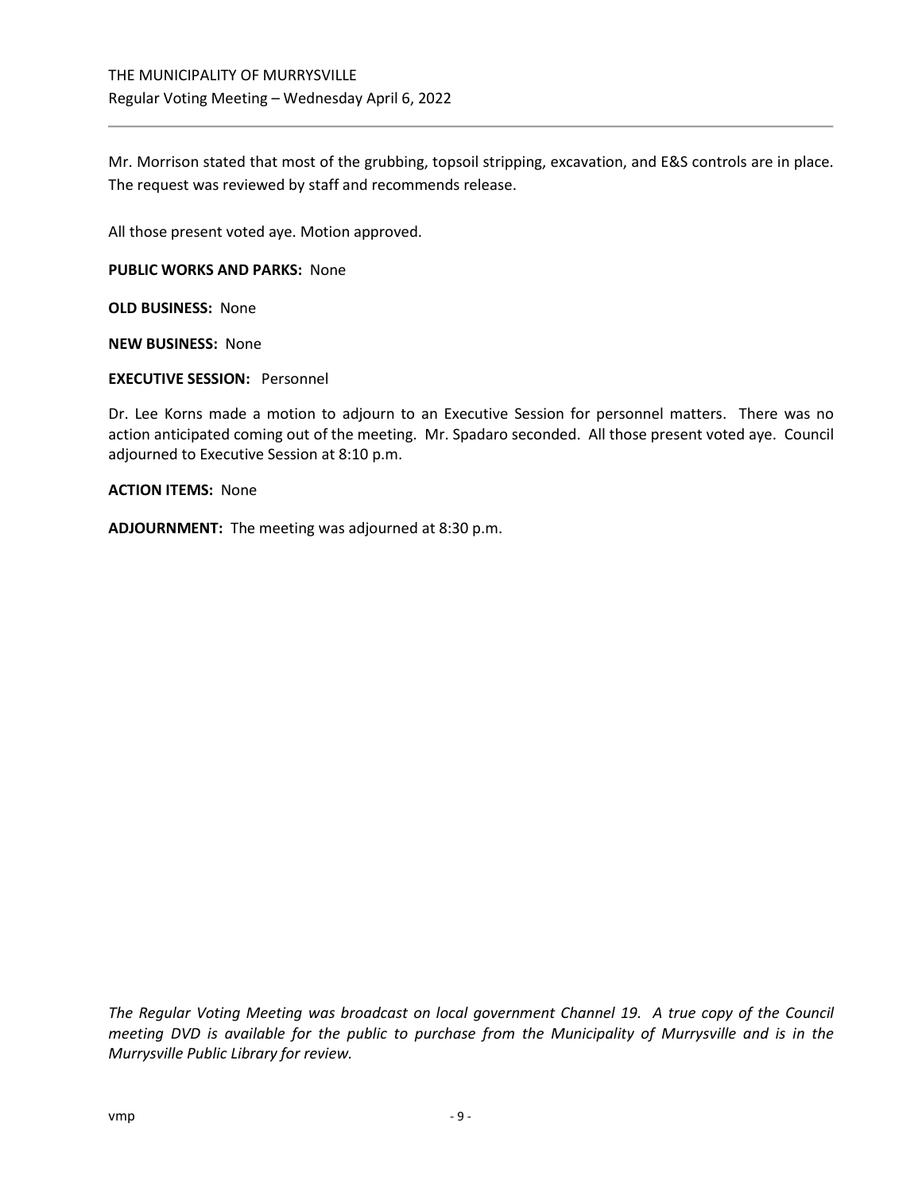Mr. Morrison stated that most of the grubbing, topsoil stripping, excavation, and E&S controls are in place. The request was reviewed by staff and recommends release.

All those present voted aye. Motion approved.

**PUBLIC WORKS AND PARKS:** None

**OLD BUSINESS:** None

**NEW BUSINESS:** None

**EXECUTIVE SESSION:** Personnel

Dr. Lee Korns made a motion to adjourn to an Executive Session for personnel matters. There was no action anticipated coming out of the meeting. Mr. Spadaro seconded. All those present voted aye. Council adjourned to Executive Session at 8:10 p.m.

**ACTION ITEMS:** None

**ADJOURNMENT:** The meeting was adjourned at 8:30 p.m.

*The Regular Voting Meeting was broadcast on local government Channel 19. A true copy of the Council meeting DVD is available for the public to purchase from the Municipality of Murrysville and is in the Murrysville Public Library for review.*

vmp